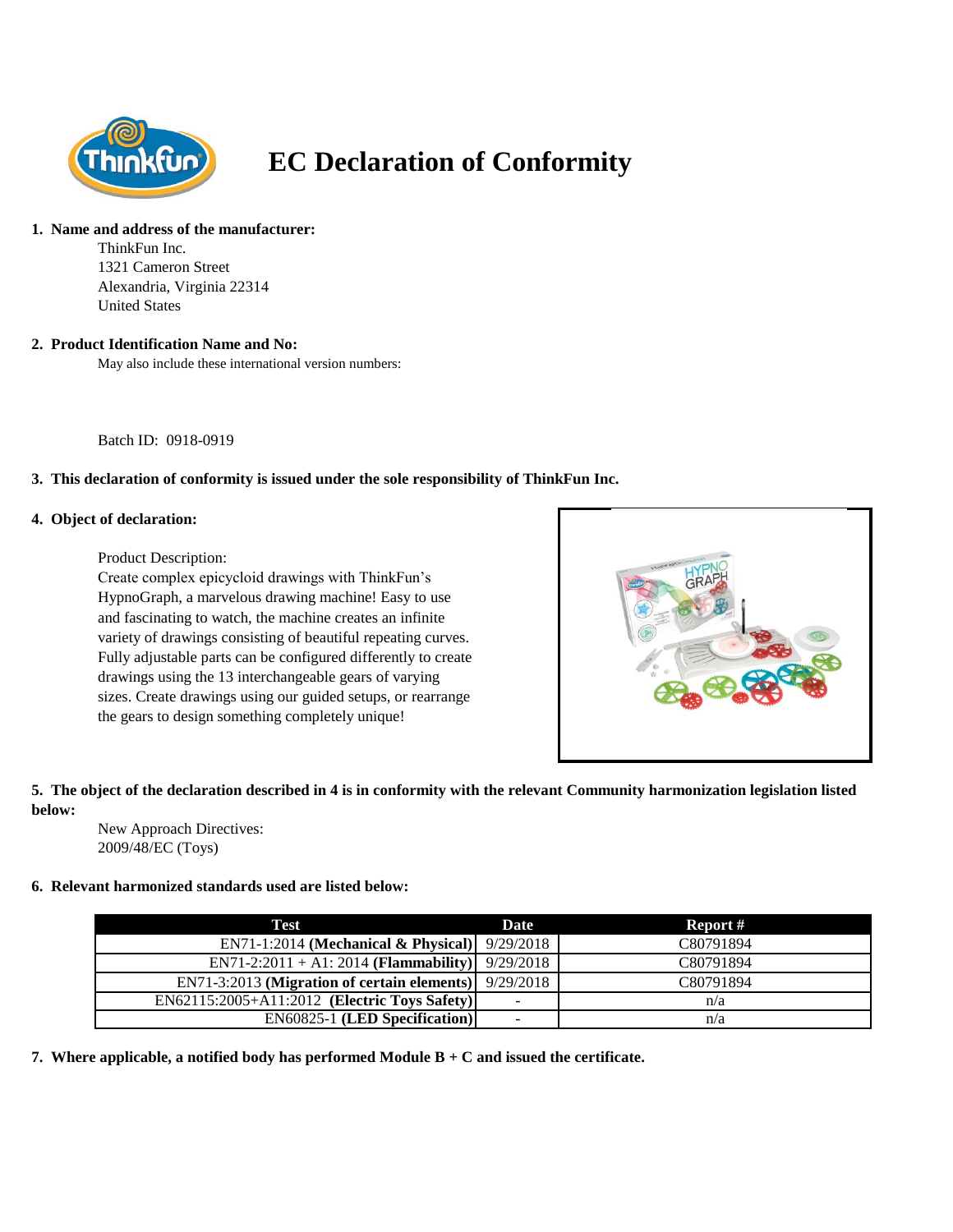# EC Declaration of Conformity

1. **Name and address of the manufacturer:**

   ThinkFun Inc.
   1321 Cameron Street
   Alexandria, Virginia 22314
   United States

2. **Product Identification Name and No:**

   May also include these international version numbers:

   Batch ID: 0918-0919

3. **This declaration of conformity is issued under the sole responsibility of ThinkFun Inc.**

4. **Object of declaration:**

   Product Description:
   Create complex epicycloid drawings with ThinkFun's HypnoGraph, a marvelous drawing machine! Easy to use and fascinating to watch, the machine creates an infinite variety of drawings consisting of beautiful repeating curves. Fully adjustable parts can be configured differently to create drawings using the 13 interchangeable gears of varying sizes. Create drawings using our guided setups, or rearrange the gears to design something completely unique!

5. **The object of the declaration described in 4 is in conformity with the relevant Community harmonization legislation listed below:**

   New Approach Directives:
   2009/48/EC (Toys)

6. **Relevant harmonized standards used are listed below:**

| Test | Date | Report # |
|---|---|---|
| EN71-1:2014 **(Mechanical & Physical)** | 9/29/2018 | C80791894 |
| EN71-2:2011 + A1: 2014 **(Flammability)** | 9/29/2018 | C80791894 |
| EN71-3:2013 **(Migration of certain elements)** | 9/29/2018 | C80791894 |
| EN62115:2005+A11:2012 **(Electric Toys Safety)** | - | n/a |
| EN60825-1 **(LED Specification)** | - | n/a |

7. **Where applicable, a notified body has performed Module B + C and issued the certificate.**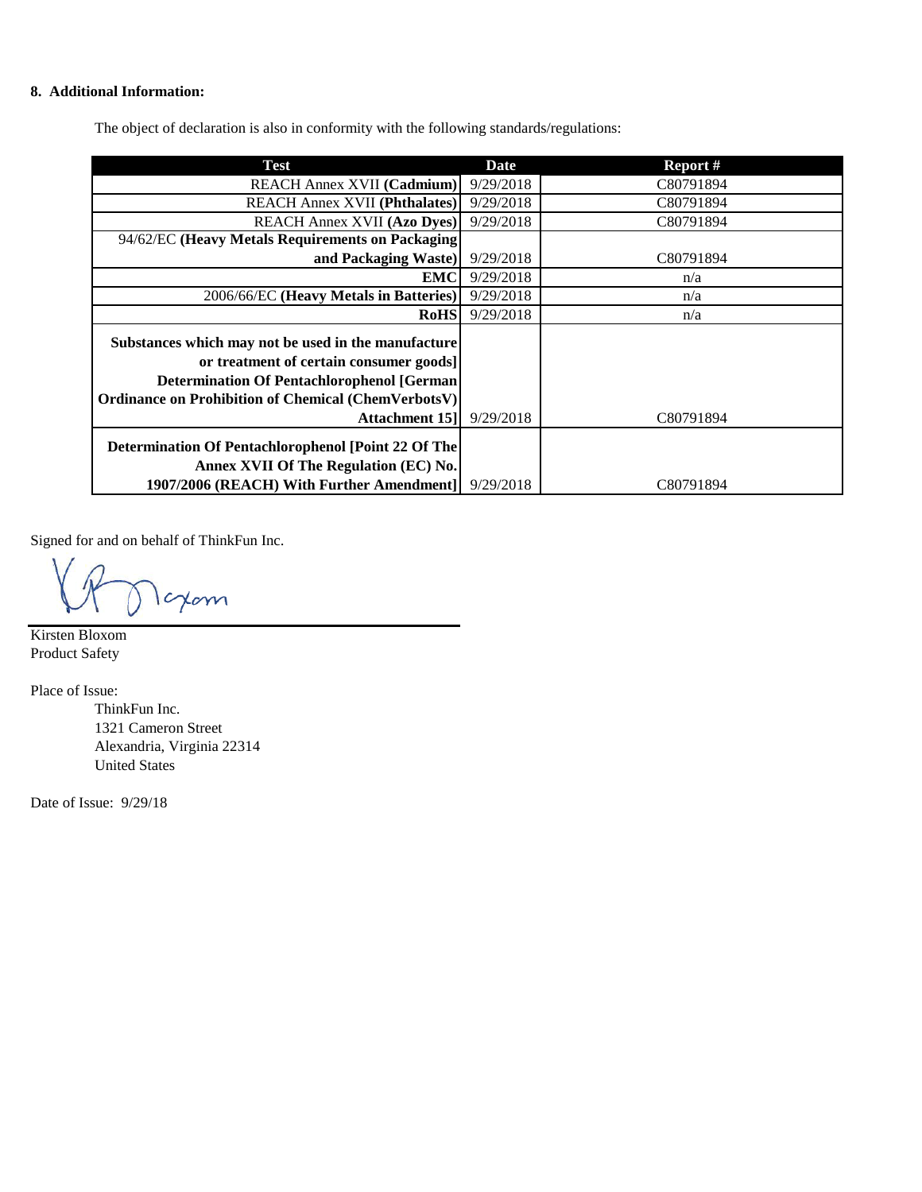**8. Additional Information:**

The object of declaration is also in conformity with the following standards/regulations:

| Test | Date | Report # |
|---|---|---|
| REACH Annex XVII **(Cadmium)** | 9/29/2018 | C80791894 |
| REACH Annex XVII **(Phthalates)** | 9/29/2018 | C80791894 |
| REACH Annex XVII **(Azo Dyes)** | 9/29/2018 | C80791894 |
| 94/62/EC **(Heavy Metals Requirements on Packaging and Packaging Waste)** | 9/29/2018 | C80791894 |
| **EMC** | 9/29/2018 | n/a |
| 2006/66/EC **(Heavy Metals in Batteries)** | 9/29/2018 | n/a |
| **RoHS** | 9/29/2018 | n/a |
| **Substances which may not be used in the manufacture or treatment of certain consumer goods] Determination Of Pentachlorophenol [German Ordinance on Prohibition of Chemical (ChemVerbotsV) Attachment 15]** | 9/29/2018 | C80791894 |
| **Determination Of Pentachlorophenol [Point 22 Of The Annex XVII Of The Regulation (EC) No. 1907/2006 (REACH) With Further Amendment]** | 9/29/2018 | C80791894 |

Signed for and on behalf of ThinkFun Inc.

Kirsten Bloxom
Product Safety

Place of Issue:

ThinkFun Inc.
1321 Cameron Street
Alexandria, Virginia 22314
United States

Date of Issue: 9/29/18